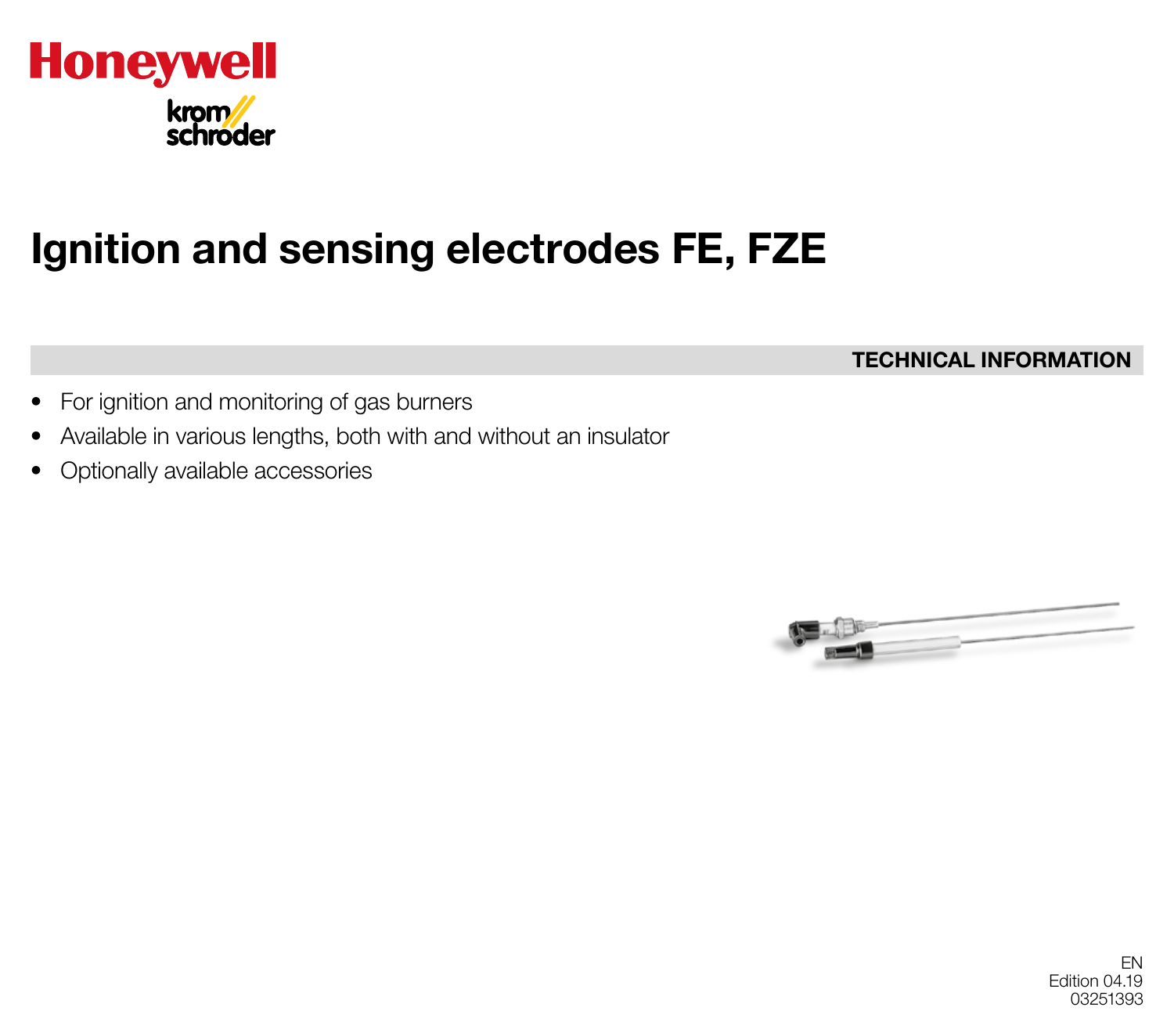Honeywell

krom schroder

# Ignition and sensing electrodes FE, FZE

**TECHNICAL INFORMATION**

- For ignition and monitoring of gas burners
- Available in various lengths, both with and without an insulator
- Optionally available accessories

EN
Edition 04.19
03251393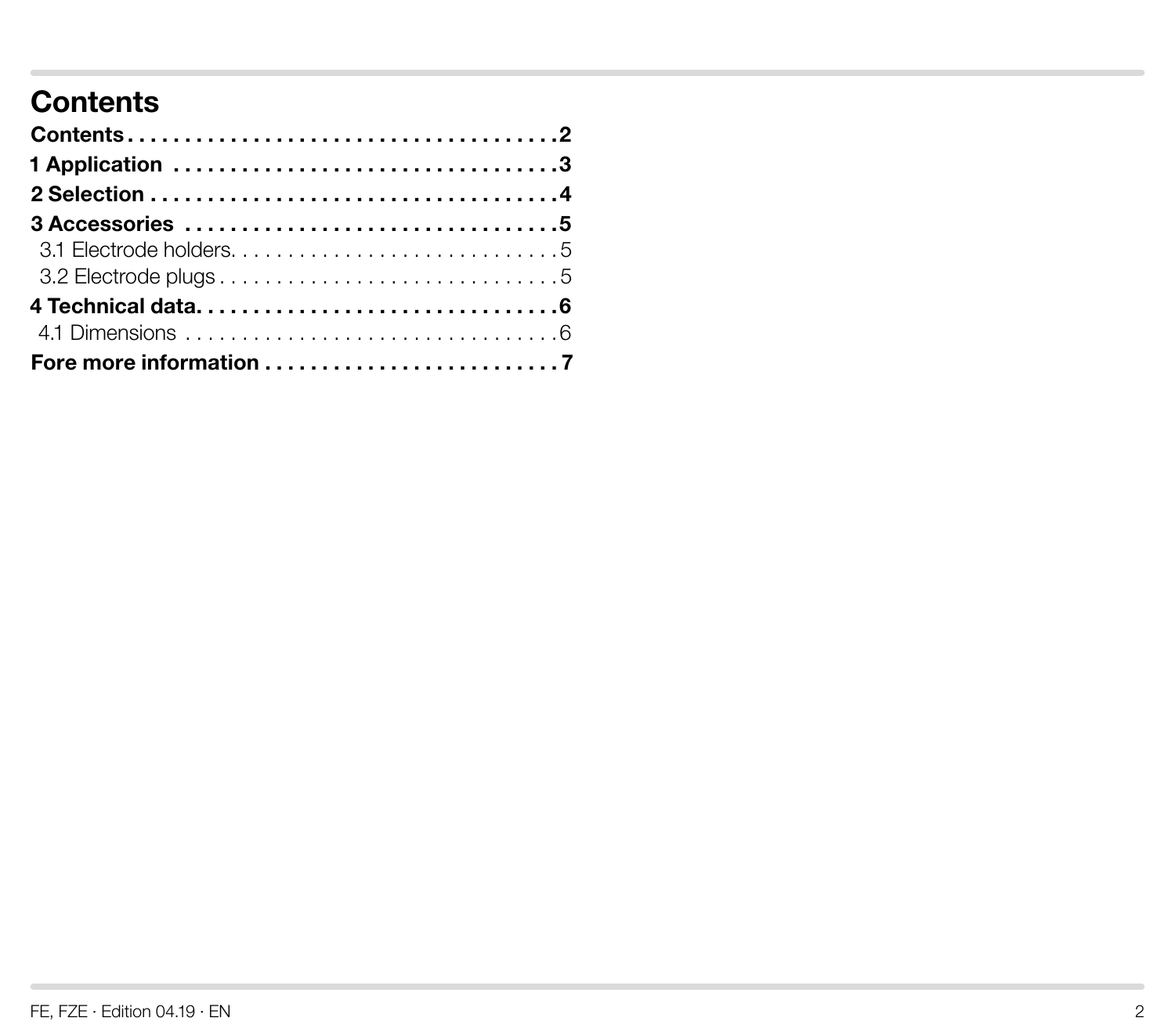# Contents

**Contents** . . . . . . . . . . . . . . . . . . . . . . . . . . . . . . . . . . . . . . **2**
**1 Application** . . . . . . . . . . . . . . . . . . . . . . . . . . . . . . . . . **3**
**2 Selection** . . . . . . . . . . . . . . . . . . . . . . . . . . . . . . . . . . . . **4**
**3 Accessories** . . . . . . . . . . . . . . . . . . . . . . . . . . . . . . . . . **5**
3.1 Electrode holders. . . . . . . . . . . . . . . . . . . . . . . . . . . . 5
3.2 Electrode plugs . . . . . . . . . . . . . . . . . . . . . . . . . . . . . 5
**4 Technical data**. . . . . . . . . . . . . . . . . . . . . . . . . . . . . . . . **6**
4.1 Dimensions . . . . . . . . . . . . . . . . . . . . . . . . . . . . . . . . . 6
**Fore more information** . . . . . . . . . . . . . . . . . . . . . . . . . **7**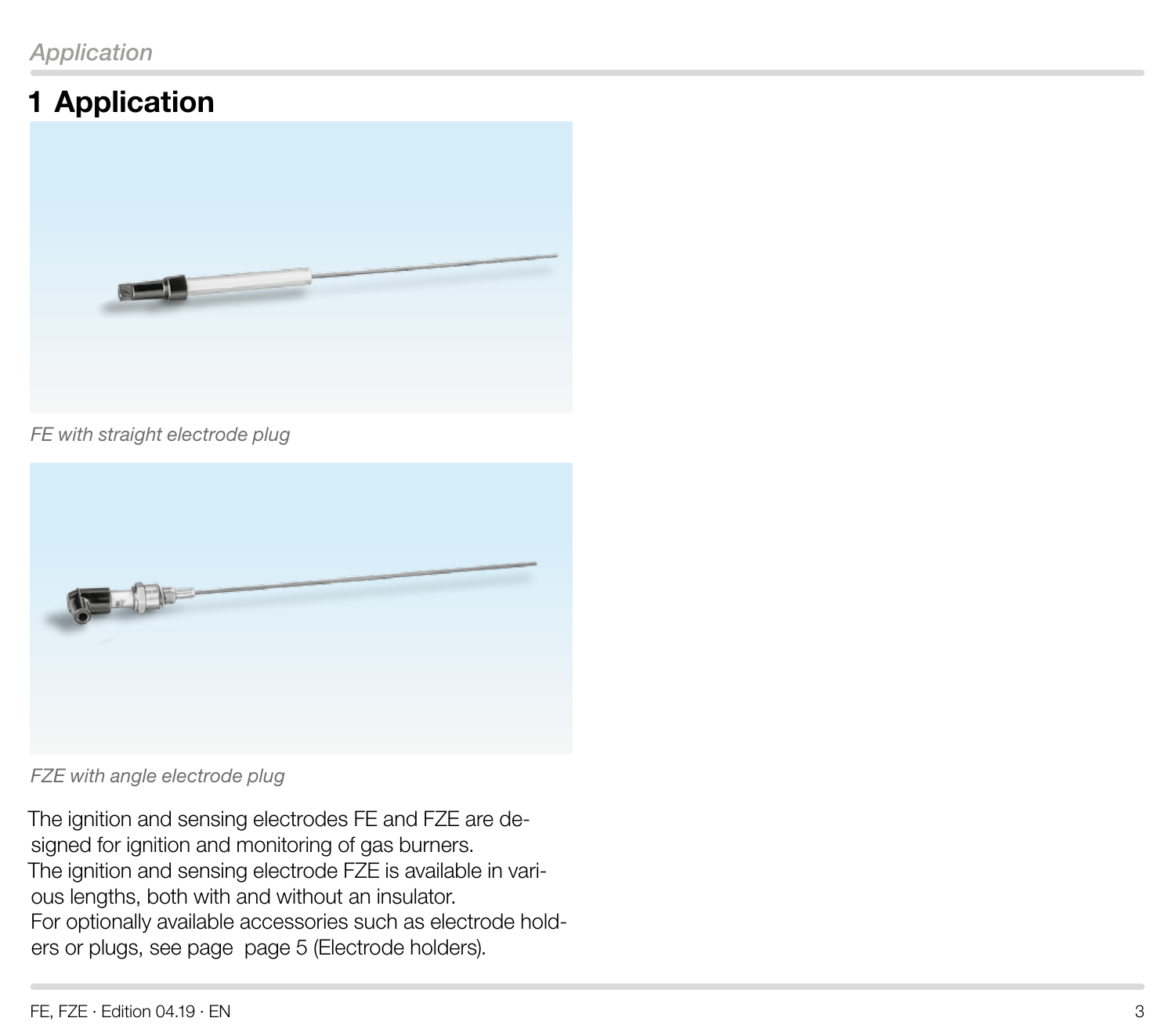# 1 Application

*FE with straight electrode plug*

*FZE with angle electrode plug*

The ignition and sensing electrodes FE and FZE are designed for ignition and monitoring of gas burners.

The ignition and sensing electrode FZE is available in various lengths, both with and without an insulator.

For optionally available accessories such as electrode holders or plugs, see page  page 5 (Electrode holders).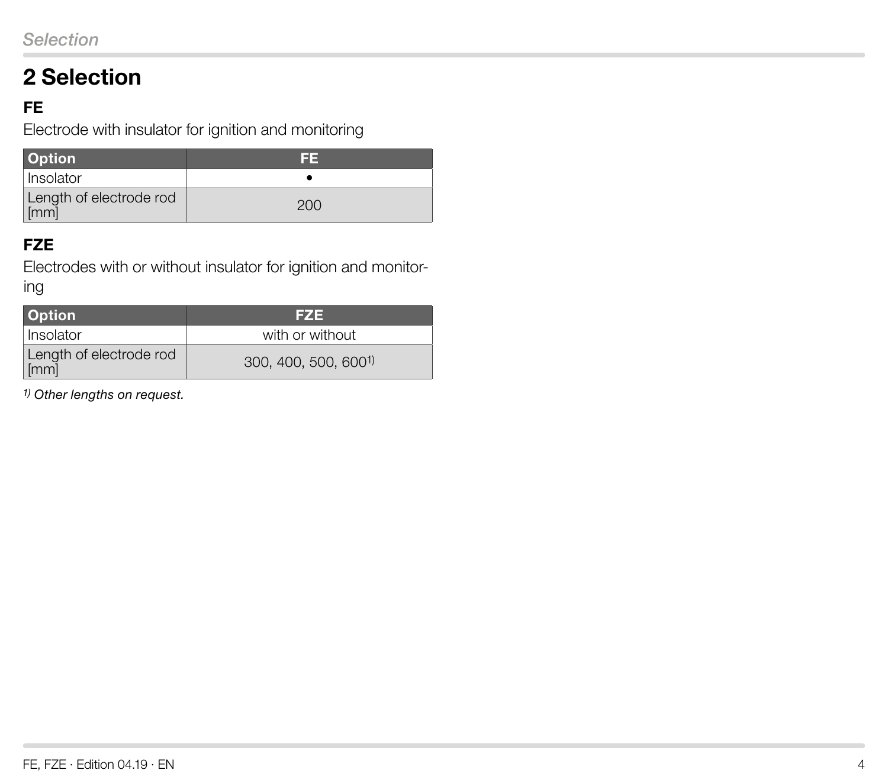# 2 Selection

### FE

Electrode with insulator for ignition and monitoring

| Option | FE |
|---|---|
| Insolator | • |
| Length of electrode rod [mm] | 200 |

### FZE

Electrodes with or without insulator for ignition and monitoring

| Option | FZE |
|---|---|
| Insolator | with or without |
| Length of electrode rod [mm] | 300, 400, 500, 600[1)] |

*[1)] Other lengths on request.*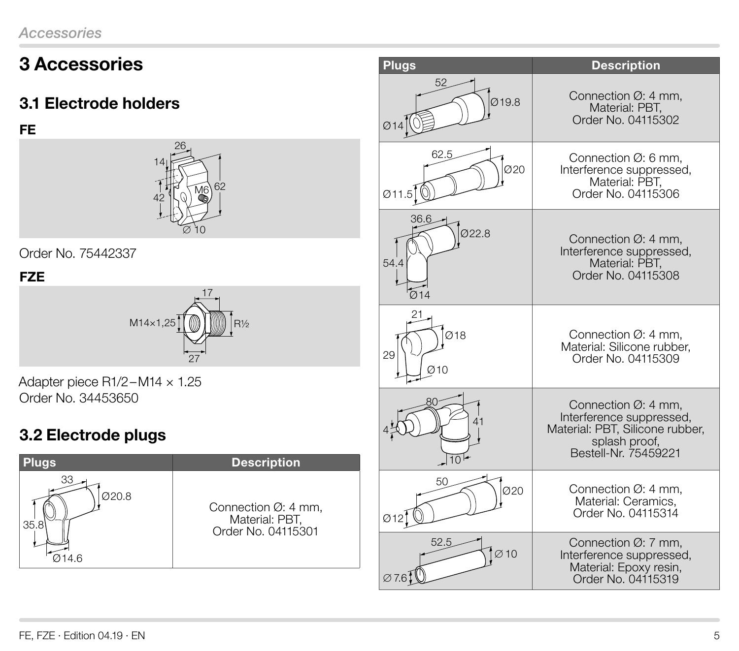# 3 Accessories

## 3.1 Electrode holders

**FE**

Order No. 75442337

**FZE**

Adapter piece R1/2 – M14 × 1.25
Order No. 34453650

## 3.2 Electrode plugs

| Plugs | Description |
|---|---|
| | Connection Ø: 4 mm, Material: PBT, Order No. 04115301 |
| | Connection Ø: 4 mm, Material: PBT, Order No. 04115302 |
| | Connection Ø: 6 mm, Interference suppressed, Material: PBT, Order No. 04115306 |
| | Connection Ø: 4 mm, Interference suppressed, Material: PBT, Order No. 04115308 |
| | Connection Ø: 4 mm, Material: Silicone rubber, Order No. 04115309 |
| | Connection Ø: 4 mm, Interference suppressed, Material: PBT, Silicone rubber, splash proof, Bestell-Nr. 75459221 |
| | Connection Ø: 4 mm, Material: Ceramics, Order No. 04115314 |
| | Connection Ø: 7 mm, Interference suppressed, Material: Epoxy resin, Order No. 04115319 |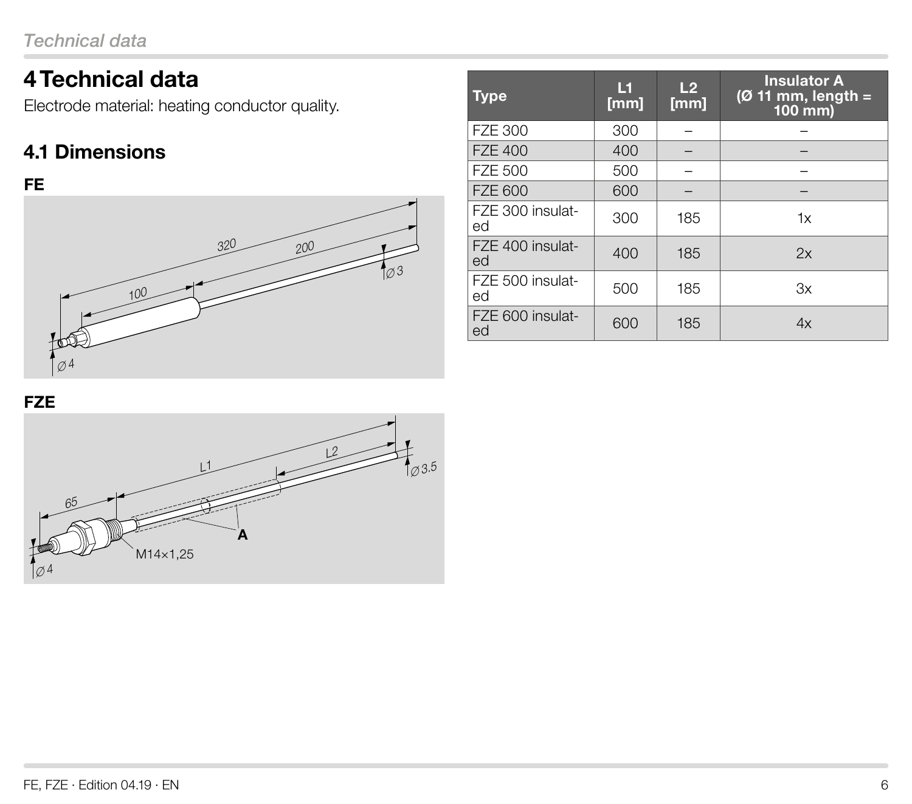# 4 Technical data

Electrode material: heating conductor quality.

## 4.1 Dimensions

**FE**

**FZE**

| Type | L1 [mm] | L2 [mm] | Insulator A (Ø 11 mm, length = 100 mm) |
| --- | --- | --- | --- |
| FZE 300 | 300 | – | – |
| FZE 400 | 400 | – | – |
| FZE 500 | 500 | – | – |
| FZE 600 | 600 | – | – |
| FZE 300 insulated | 300 | 185 | 1x |
| FZE 400 insulated | 400 | 185 | 2x |
| FZE 500 insulated | 500 | 185 | 3x |
| FZE 600 insulated | 600 | 185 | 4x |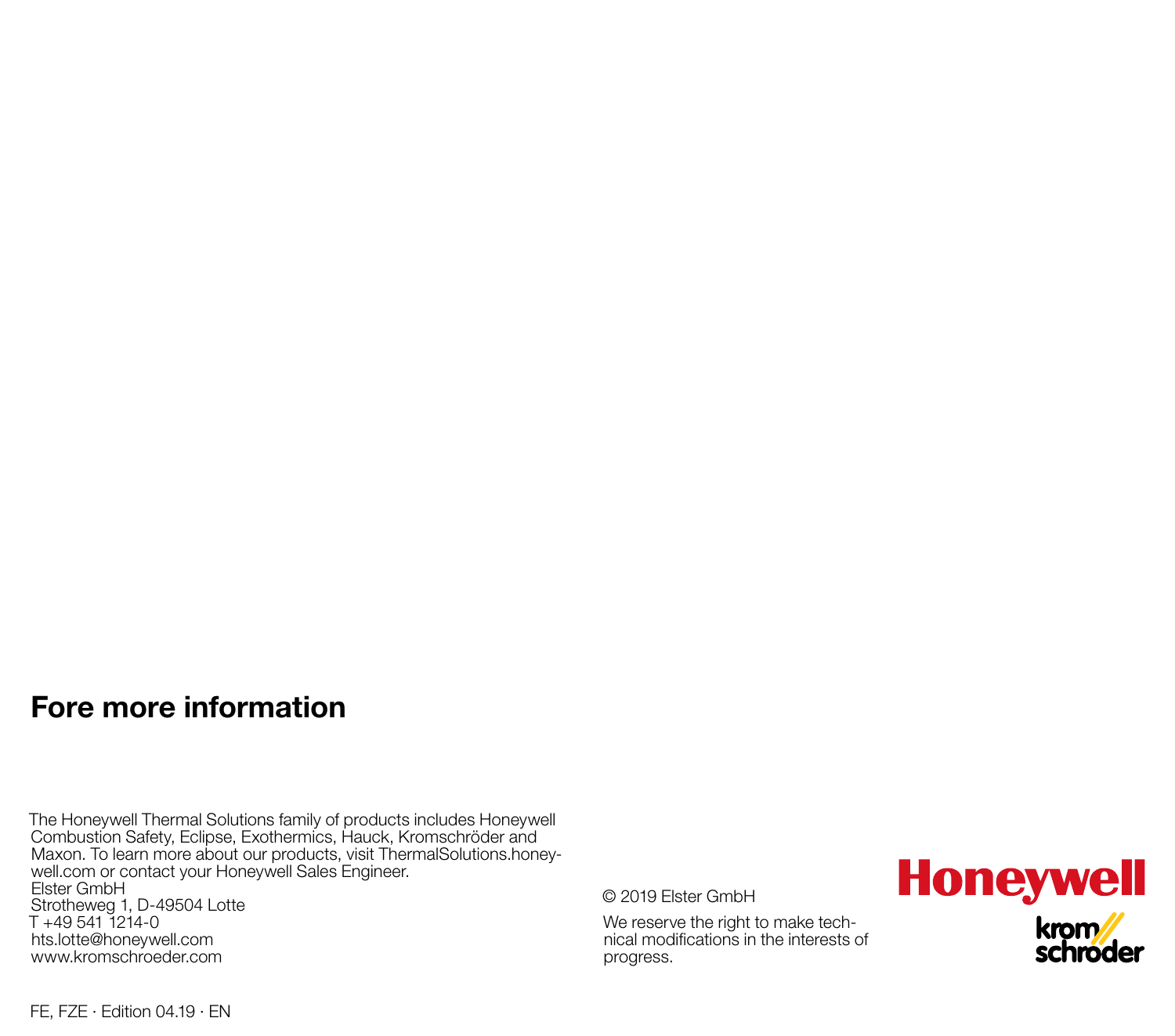## Fore more information

The Honeywell Thermal Solutions family of products includes Honeywell Combustion Safety, Eclipse, Exothermics, Hauck, Kromschröder and Maxon. To learn more about our products, visit ThermalSolutions.honeywell.com or contact your Honeywell Sales Engineer.
Elster GmbH
Strotheweg 1, D-49504 Lotte
T +49 541 1214-0
hts.lotte@honeywell.com
www.kromschroeder.com

© 2019 Elster GmbH

We reserve the right to make technical modifications in the interests of progress.

Honeywell

krom//schroder

FE, FZE · Edition 04.19 · EN